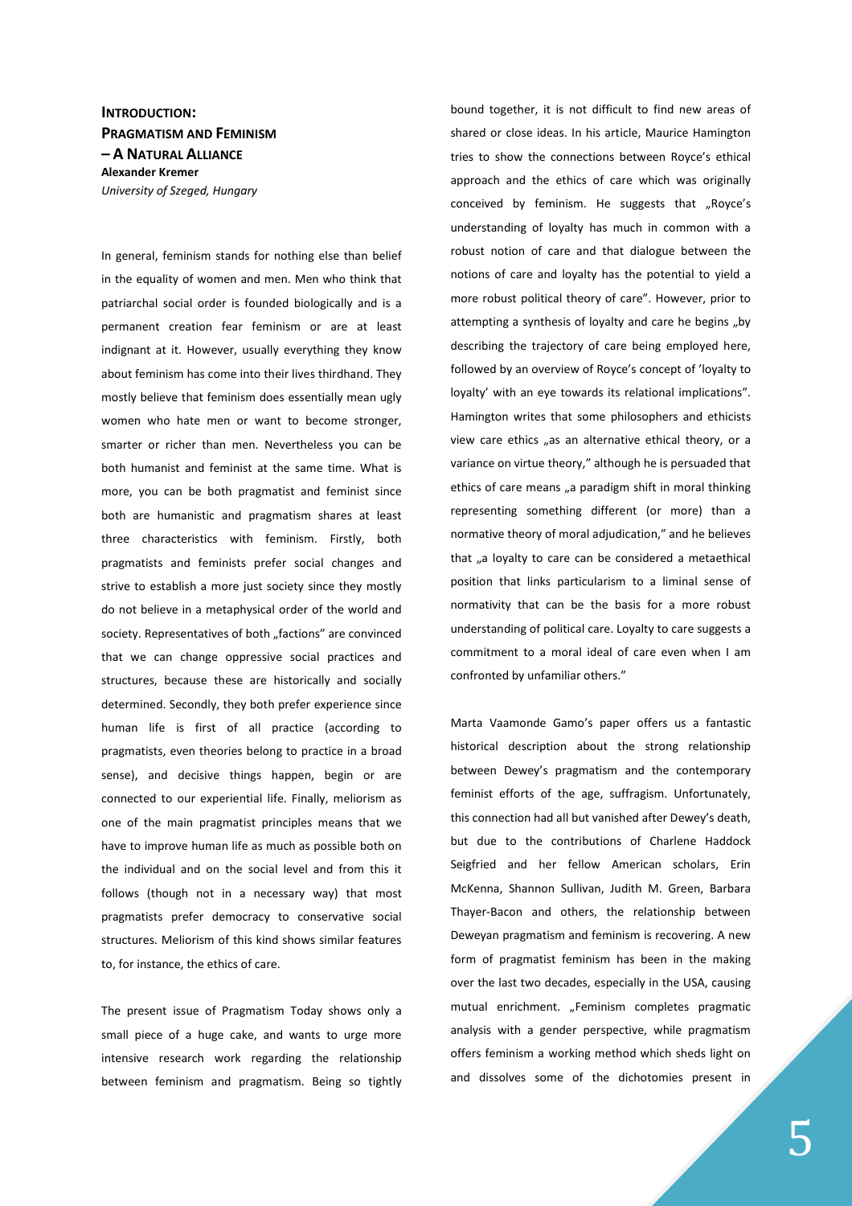# Introduction: Pragmatism and Feminism – A Natural Alliance

**Alexander Kremer**
*University of Szeged, Hungary*

In general, feminism stands for nothing else than belief in the equality of women and men. Men who think that patriarchal social order is founded biologically and is a permanent creation fear feminism or are at least indignant at it. However, usually everything they know about feminism has come into their lives thirdhand. They mostly believe that feminism does essentially mean ugly women who hate men or want to become stronger, smarter or richer than men. Nevertheless you can be both humanist and feminist at the same time. What is more, you can be both pragmatist and feminist since both are humanistic and pragmatism shares at least three characteristics with feminism. Firstly, both pragmatists and feminists prefer social changes and strive to establish a more just society since they mostly do not believe in a metaphysical order of the world and society. Representatives of both „factions" are convinced that we can change oppressive social practices and structures, because these are historically and socially determined. Secondly, they both prefer experience since human life is first of all practice (according to pragmatists, even theories belong to practice in a broad sense), and decisive things happen, begin or are connected to our experiential life. Finally, meliorism as one of the main pragmatist principles means that we have to improve human life as much as possible both on the individual and on the social level and from this it follows (though not in a necessary way) that most pragmatists prefer democracy to conservative social structures. Meliorism of this kind shows similar features to, for instance, the ethics of care.

The present issue of Pragmatism Today shows only a small piece of a huge cake, and wants to urge more intensive research work regarding the relationship between feminism and pragmatism. Being so tightly bound together, it is not difficult to find new areas of shared or close ideas. In his article, Maurice Hamington tries to show the connections between Royce's ethical approach and the ethics of care which was originally conceived by feminism. He suggests that „Royce's understanding of loyalty has much in common with a robust notion of care and that dialogue between the notions of care and loyalty has the potential to yield a more robust political theory of care". However, prior to attempting a synthesis of loyalty and care he begins „by describing the trajectory of care being employed here, followed by an overview of Royce's concept of 'loyalty to loyalty' with an eye towards its relational implications". Hamington writes that some philosophers and ethicists view care ethics „as an alternative ethical theory, or a variance on virtue theory," although he is persuaded that ethics of care means „a paradigm shift in moral thinking representing something different (or more) than a normative theory of moral adjudication," and he believes that „a loyalty to care can be considered a metaethical position that links particularism to a liminal sense of normativity that can be the basis for a more robust understanding of political care. Loyalty to care suggests a commitment to a moral ideal of care even when I am confronted by unfamiliar others."

Marta Vaamonde Gamo's paper offers us a fantastic historical description about the strong relationship between Dewey's pragmatism and the contemporary feminist efforts of the age, suffragism. Unfortunately, this connection had all but vanished after Dewey's death, but due to the contributions of Charlene Haddock Seigfried and her fellow American scholars, Erin McKenna, Shannon Sullivan, Judith M. Green, Barbara Thayer-Bacon and others, the relationship between Deweyan pragmatism and feminism is recovering. A new form of pragmatist feminism has been in the making over the last two decades, especially in the USA, causing mutual enrichment. „Feminism completes pragmatic analysis with a gender perspective, while pragmatism offers feminism a working method which sheds light on and dissolves some of the dichotomies present in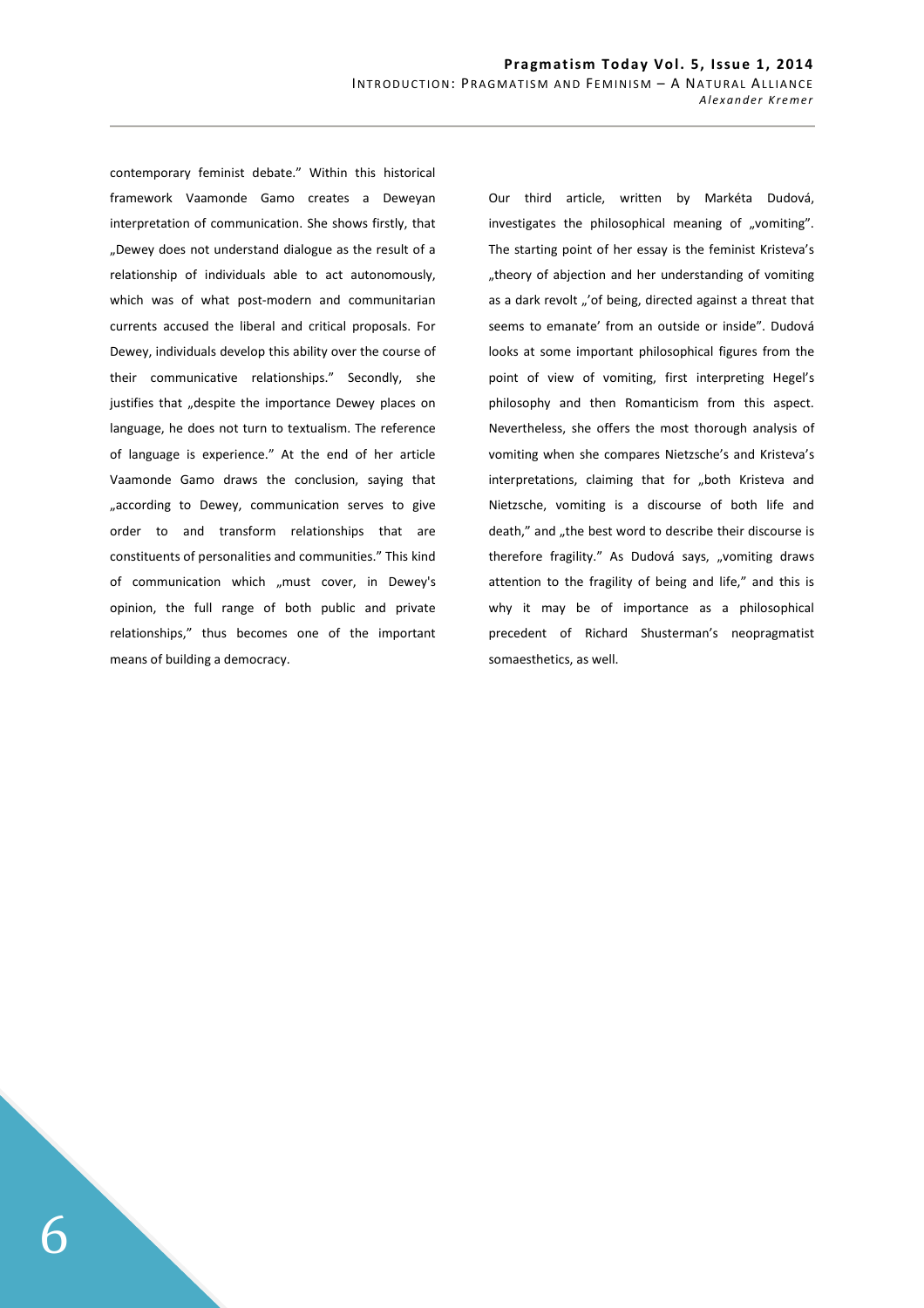contemporary feminist debate." Within this historical framework Vaamonde Gamo creates a Deweyan interpretation of communication. She shows firstly, that „Dewey does not understand dialogue as the result of a relationship of individuals able to act autonomously, which was of what post-modern and communitarian currents accused the liberal and critical proposals. For Dewey, individuals develop this ability over the course of their communicative relationships." Secondly, she justifies that „despite the importance Dewey places on language, he does not turn to textualism. The reference of language is experience." At the end of her article Vaamonde Gamo draws the conclusion, saying that „according to Dewey, communication serves to give order to and transform relationships that are constituents of personalities and communities." This kind of communication which „must cover, in Dewey's opinion, the full range of both public and private relationships," thus becomes one of the important means of building a democracy.

Our third article, written by Markéta Dudová, investigates the philosophical meaning of „vomiting". The starting point of her essay is the feminist Kristeva's „theory of abjection and her understanding of vomiting as a dark revolt „'of being, directed against a threat that seems to emanate' from an outside or inside". Dudová looks at some important philosophical figures from the point of view of vomiting, first interpreting Hegel's philosophy and then Romanticism from this aspect. Nevertheless, she offers the most thorough analysis of vomiting when she compares Nietzsche's and Kristeva's interpretations, claiming that for „both Kristeva and Nietzsche, vomiting is a discourse of both life and death," and „the best word to describe their discourse is therefore fragility." As Dudová says, „vomiting draws attention to the fragility of being and life," and this is why it may be of importance as a philosophical precedent of Richard Shusterman's neopragmatist somaesthetics, as well.